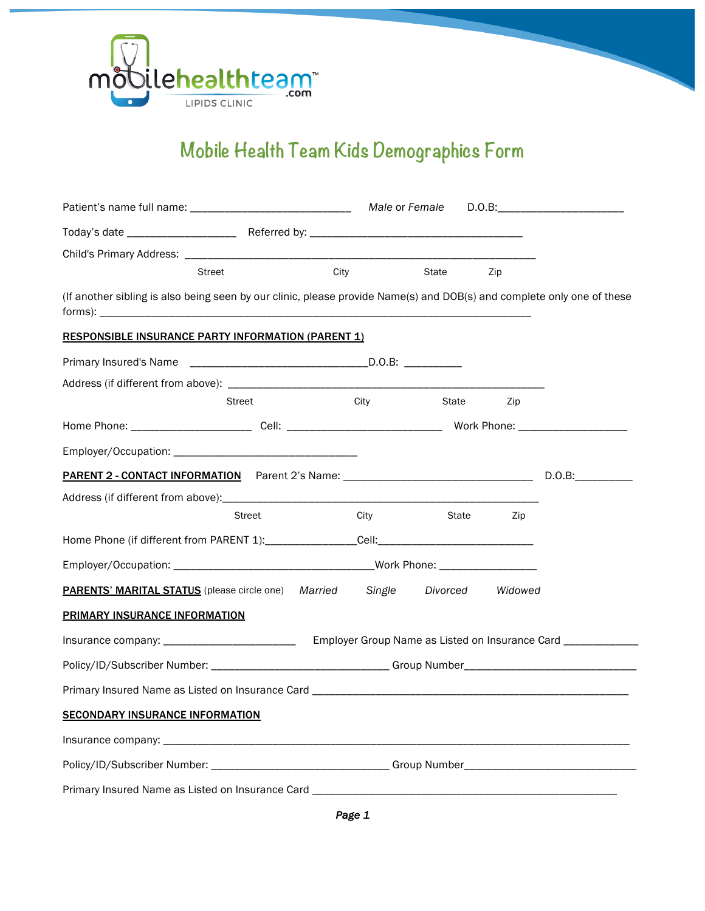mobilehealthteam™ .com
LIPIDS CLINIC

# Mobile Health Team Kids Demographics Form

Patient's name full name: ____________________________ *Male* or *Female* D.O.B:______________________

Today's date ___________________ Referred by: _____________________________________

Child's Primary Address: _____________________________________________________________
Street City State Zip

(If another sibling is also being seen by our clinic, please provide Name(s) and DOB(s) and complete only one of these forms): ___________________________________________________________________________

**RESPONSIBLE INSURANCE PARTY INFORMATION (PARENT 1)**

Primary Insured's Name _______________________________D.O.B: __________

Address (if different from above): _______________________________________________________
Street City State Zip

Home Phone: _____________________ Cell: ___________________________ Work Phone: ___________________

Employer/Occupation: ________________________________

**PARENT 2 - CONTACT INFORMATION** Parent 2's Name: _________________________________ D.O.B:__________

Address (if different from above):_______________________________________________________
Street City State Zip

Home Phone (if different from PARENT 1):________________Cell:___________________________

Employer/Occupation: ___________________________________Work Phone: _________________

**PARENTS' MARITAL STATUS** (please circle one) *Married* *Single* *Divorced* *Widowed*

**PRIMARY INSURANCE INFORMATION**

Insurance company: _______________________ Employer Group Name as Listed on Insurance Card _____________

Policy/ID/Subscriber Number: _______________________________ Group Number______________________________

Primary Insured Name as Listed on Insurance Card _______________________________________________________

**SECONDARY INSURANCE INFORMATION**

Insurance company: ____________________________________________________________________________

Policy/ID/Subscriber Number: _______________________________ Group Number______________________________

Primary Insured Name as Listed on Insurance Card _____________________________________________________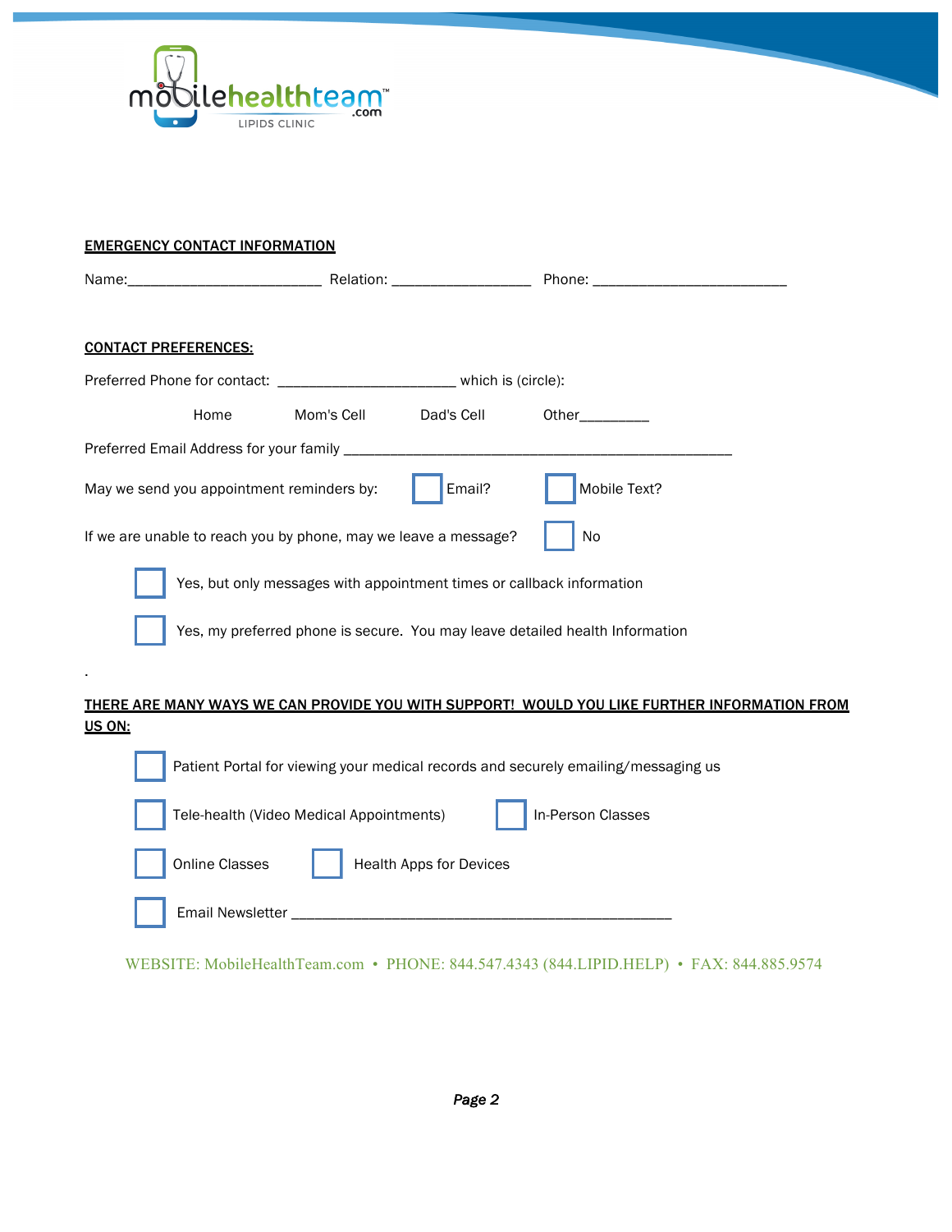**EMERGENCY CONTACT INFORMATION**

Name:_________________________ Relation: __________________ Phone: _________________________

**CONTACT PREFERENCES:**

Preferred Phone for contact: _______________________ which is (circle):

Home Mom's Cell Dad's Cell Other_________

Preferred Email Address for your family ____________________________________________________

May we send you appointment reminders by: ☐ Email? ☐ Mobile Text?

If we are unable to reach you by phone, may we leave a message? ☐ No

☐ Yes, but only messages with appointment times or callback information

☐ Yes, my preferred phone is secure. You may leave detailed health Information

.

**THERE ARE MANY WAYS WE CAN PROVIDE YOU WITH SUPPORT! WOULD YOU LIKE FURTHER INFORMATION FROM US ON:**

☐ Patient Portal for viewing your medical records and securely emailing/messaging us

☐ Tele-health (Video Medical Appointments) ☐ In-Person Classes

☐ Online Classes ☐ Health Apps for Devices

☐ Email Newsletter __________________________________________________

WEBSITE: MobileHealthTeam.com • PHONE: 844.547.4343 (844.LIPID.HELP) • FAX: 844.885.9574